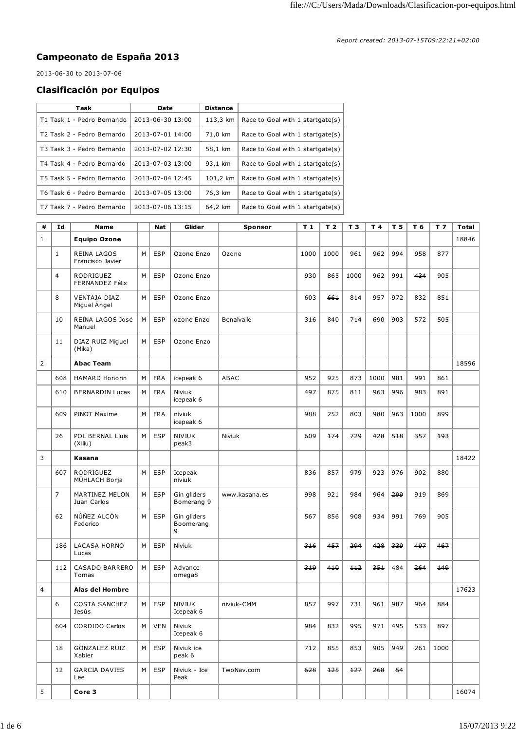*Report created: 2013-07-15T09:22:21+02:00*

## Campeonato de España 2013

2013-06-30 to 2013-07-06

## Clasificación por Equipos

| Task | Date | Distance | |
|---|---|---|---|
| T1 Task 1 - Pedro Bernando | 2013-06-30 13:00 | 113,3 km | Race to Goal with 1 startgate(s) |
| T2 Task 2 - Pedro Bernardo | 2013-07-01 14:00 | 71,0 km | Race to Goal with 1 startgate(s) |
| T3 Task 3 - Pedro Bernardo | 2013-07-02 12:30 | 58,1 km | Race to Goal with 1 startgate(s) |
| T4 Task 4 - Pedro Bernardo | 2013-07-03 13:00 | 93,1 km | Race to Goal with 1 startgate(s) |
| T5 Task 5 - Pedro Bernardo | 2013-07-04 12:45 | 101,2 km | Race to Goal with 1 startgate(s) |
| T6 Task 6 - Pedro Bernardo | 2013-07-05 13:00 | 76,3 km | Race to Goal with 1 startgate(s) |
| T7 Task 7 - Pedro Bernardo | 2013-07-06 13:15 | 64,2 km | Race to Goal with 1 startgate(s) |

| # | Id | Name | | Nat | Glider | Sponsor | T 1 | T 2 | T 3 | T 4 | T 5 | T 6 | T 7 | Total |
|---|---|---|---|---|---|---|---|---|---|---|---|---|---|---|
| 1 | | **Equipo Ozone** | | | | | | | | | | | | 18846 |
| | 1 | REINA LAGOS Francisco Javier | M | ESP | Ozone Enzo | Ozone | 1000 | 1000 | 961 | 962 | 994 | 958 | 877 | |
| | 4 | RODRIGUEZ FERNANDEZ Félix | M | ESP | Ozone Enzo | | 930 | 865 | 1000 | 962 | 991 | ~~434~~ | 905 | |
| | 8 | VENTAJA DIAZ Miguel Ángel | M | ESP | Ozone Enzo | | 603 | ~~661~~ | 814 | 957 | 972 | 832 | 851 | |
| | 10 | REINA LAGOS José Manuel | M | ESP | ozone Enzo | Benalvalle | ~~316~~ | 840 | ~~714~~ | ~~690~~ | ~~903~~ | 572 | ~~505~~ | |
| | 11 | DIAZ RUIZ Miguel (Mika) | M | ESP | Ozone Enzo | | | | | | | | | |
| 2 | | **Abac Team** | | | | | | | | | | | | 18596 |
| | 608 | HAMARD Honorin | M | FRA | icepeak 6 | ABAC | 952 | 925 | 873 | 1000 | 981 | 991 | 861 | |
| | 610 | BERNARDIN Lucas | M | FRA | Niviuk icepeak 6 | | ~~497~~ | 875 | 811 | 963 | 996 | 983 | 891 | |
| | 609 | PINOT Maxime | M | FRA | niviuk icepeak 6 | | 988 | 252 | 803 | 980 | 963 | 1000 | 899 | |
| | 26 | POL BERNAL Lluis (Xiliu) | M | ESP | NIVIUK peak3 | Niviuk | 609 | ~~174~~ | ~~729~~ | ~~428~~ | ~~518~~ | ~~357~~ | ~~193~~ | |
| 3 | | **Kasana** | | | | | | | | | | | | 18422 |
| | 607 | RODRIGUEZ MÜHLACH Borja | M | ESP | Icepeak niviuk | | 836 | 857 | 979 | 923 | 976 | 902 | 880 | |
| | 7 | MARTINEZ MELON Juan Carlos | M | ESP | Gin gliders Bomerang 9 | www.kasana.es | 998 | 921 | 984 | 964 | ~~299~~ | 919 | 869 | |
| | 62 | NÚÑEZ ALCÓN Federico | M | ESP | Gin gliders Boomerang 9 | | 567 | 856 | 908 | 934 | 991 | 769 | 905 | |
| | 186 | LACASA HORNO Lucas | M | ESP | Niviuk | | ~~316~~ | ~~457~~ | ~~294~~ | ~~428~~ | ~~339~~ | ~~497~~ | ~~467~~ | |
| | 112 | CASADO BARRERO Tomas | M | ESP | Advance omega8 | | ~~319~~ | ~~410~~ | ~~112~~ | ~~351~~ | 484 | ~~264~~ | ~~149~~ | |
| 4 | | **Alas del Hombre** | | | | | | | | | | | | 17623 |
| | 6 | COSTA SANCHEZ Jesús | M | ESP | NIVIUK Icepeak 6 | niviuk-CMM | 857 | 997 | 731 | 961 | 987 | 964 | 884 | |
| | 604 | CORDIDO Carlos | M | VEN | Niviuk Icepeak 6 | | 984 | 832 | 995 | 971 | 495 | 533 | 897 | |
| | 18 | GONZALEZ RUIZ Xabier | M | ESP | Niviuk ice peak 6 | | 712 | 855 | 853 | 905 | 949 | 261 | 1000 | |
| | 12 | GARCIA DAVIES Lee | M | ESP | Niviuk - Ice Peak | TwoNav.com | ~~628~~ | ~~125~~ | ~~127~~ | ~~268~~ | ~~54~~ | | | |
| 5 | | **Core 3** | | | | | | | | | | | | 16074 |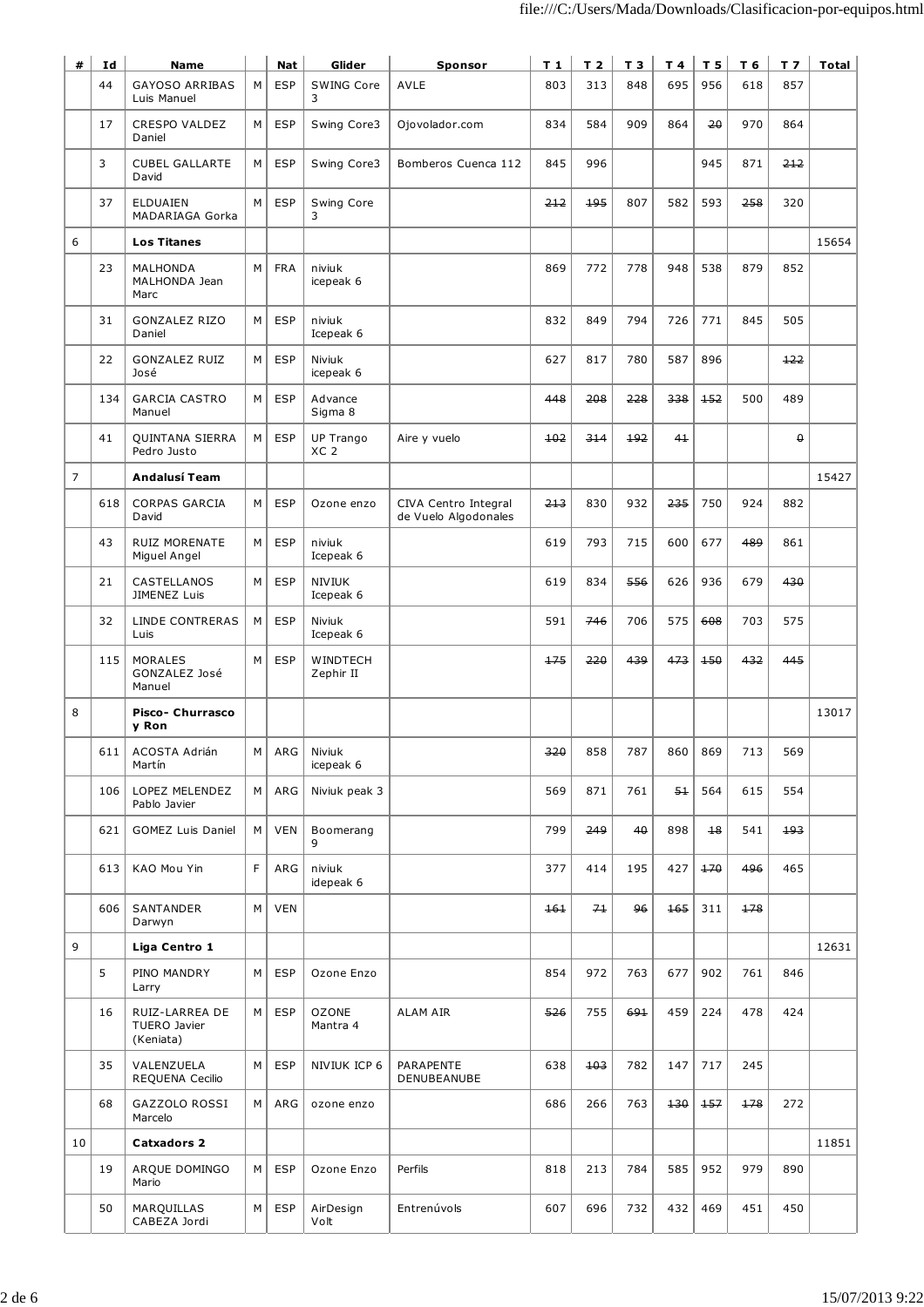| # | Id | Name | | Nat | Glider | Sponsor | T 1 | T 2 | T 3 | T 4 | T 5 | T 6 | T 7 | Total |
|---|---|---|---|---|---|---|---|---|---|---|---|---|---|---|
| | 44 | GAYOSO ARRIBAS Luis Manuel | M | ESP | SWING Core 3 | AVLE | 803 | 313 | 848 | 695 | 956 | 618 | 857 | |
| | 17 | CRESPO VALDEZ Daniel | M | ESP | Swing Core3 | Ojovolador.com | 834 | 584 | 909 | 864 | ~~20~~ | 970 | 864 | |
| | 3 | CUBEL GALLARTE David | M | ESP | Swing Core3 | Bomberos Cuenca 112 | 845 | 996 | | | 945 | 871 | ~~212~~ | |
| | 37 | ELDUAIEN MADARIAGA Gorka | M | ESP | Swing Core 3 | | ~~212~~ | ~~195~~ | 807 | 582 | 593 | ~~258~~ | 320 | |
| 6 | | **Los Titanes** | | | | | | | | | | | | 15654 |
| | 23 | MALHONDA MALHONDA Jean Marc | M | FRA | niviuk icepeak 6 | | 869 | 772 | 778 | 948 | 538 | 879 | 852 | |
| | 31 | GONZALEZ RIZO Daniel | M | ESP | niviuk Icepeak 6 | | 832 | 849 | 794 | 726 | 771 | 845 | 505 | |
| | 22 | GONZALEZ RUIZ José | M | ESP | Niviuk icepeak 6 | | 627 | 817 | 780 | 587 | 896 | | ~~122~~ | |
| | 134 | GARCIA CASTRO Manuel | M | ESP | Advance Sigma 8 | | ~~448~~ | ~~208~~ | ~~228~~ | ~~338~~ | ~~152~~ | 500 | 489 | |
| | 41 | QUINTANA SIERRA Pedro Justo | M | ESP | UP Trango XC 2 | Aire y vuelo | ~~102~~ | ~~314~~ | ~~192~~ | ~~41~~ | | | ~~0~~ | |
| 7 | | **Andalusí Team** | | | | | | | | | | | | 15427 |
| | 618 | CORPAS GARCIA David | M | ESP | Ozone enzo | CIVA Centro Integral de Vuelo Algodonales | ~~213~~ | 830 | 932 | ~~235~~ | 750 | 924 | 882 | |
| | 43 | RUIZ MORENATE Miguel Angel | M | ESP | niviuk Icepeak 6 | | 619 | 793 | 715 | 600 | 677 | ~~489~~ | 861 | |
| | 21 | CASTELLANOS JIMENEZ Luis | M | ESP | NIVIUK Icepeak 6 | | 619 | 834 | ~~556~~ | 626 | 936 | 679 | ~~430~~ | |
| | 32 | LINDE CONTRERAS Luis | M | ESP | Niviuk Icepeak 6 | | 591 | ~~746~~ | 706 | 575 | ~~608~~ | 703 | 575 | |
| | 115 | MORALES GONZALEZ José Manuel | M | ESP | WINDTECH Zephir II | | ~~175~~ | ~~220~~ | ~~439~~ | ~~473~~ | ~~150~~ | ~~432~~ | ~~445~~ | |
| 8 | | **Pisco- Churrasco y Ron** | | | | | | | | | | | | 13017 |
| | 611 | ACOSTA Adrián Martín | M | ARG | Niviuk icepeak 6 | | ~~320~~ | 858 | 787 | 860 | 869 | 713 | 569 | |
| | 106 | LOPEZ MELENDEZ Pablo Javier | M | ARG | Niviuk peak 3 | | 569 | 871 | 761 | ~~51~~ | 564 | 615 | 554 | |
| | 621 | GOMEZ Luis Daniel | M | VEN | Boomerang 9 | | 799 | ~~249~~ | ~~40~~ | 898 | ~~18~~ | 541 | ~~193~~ | |
| | 613 | KAO Mou Yin | F | ARG | niviuk idepeak 6 | | 377 | 414 | 195 | 427 | ~~170~~ | ~~496~~ | 465 | |
| | 606 | SANTANDER Darwyn | M | VEN | | | ~~161~~ | ~~71~~ | ~~96~~ | ~~165~~ | 311 | ~~178~~ | | |
| 9 | | **Liga Centro 1** | | | | | | | | | | | | 12631 |
| | 5 | PINO MANDRY Larry | M | ESP | Ozone Enzo | | 854 | 972 | 763 | 677 | 902 | 761 | 846 | |
| | 16 | RUIZ-LARREA DE TUERO Javier (Keniata) | M | ESP | OZONE Mantra 4 | ALAM AIR | ~~526~~ | 755 | ~~691~~ | 459 | 224 | 478 | 424 | |
| | 35 | VALENZUELA REQUENA Cecilio | M | ESP | NIVIUK ICP 6 | PARAPENTE DENUBEANUBE | 638 | ~~103~~ | 782 | 147 | 717 | 245 | | |
| | 68 | GAZZOLO ROSSI Marcelo | M | ARG | ozone enzo | | 686 | 266 | 763 | ~~130~~ | ~~157~~ | ~~178~~ | 272 | |
| 10 | | **Catxadors 2** | | | | | | | | | | | | 11851 |
| | 19 | ARQUE DOMINGO Mario | M | ESP | Ozone Enzo | Perfils | 818 | 213 | 784 | 585 | 952 | 979 | 890 | |
| | 50 | MARQUILLAS CABEZA Jordi | M | ESP | AirDesign Volt | Entrenúvols | 607 | 696 | 732 | 432 | 469 | 451 | 450 | |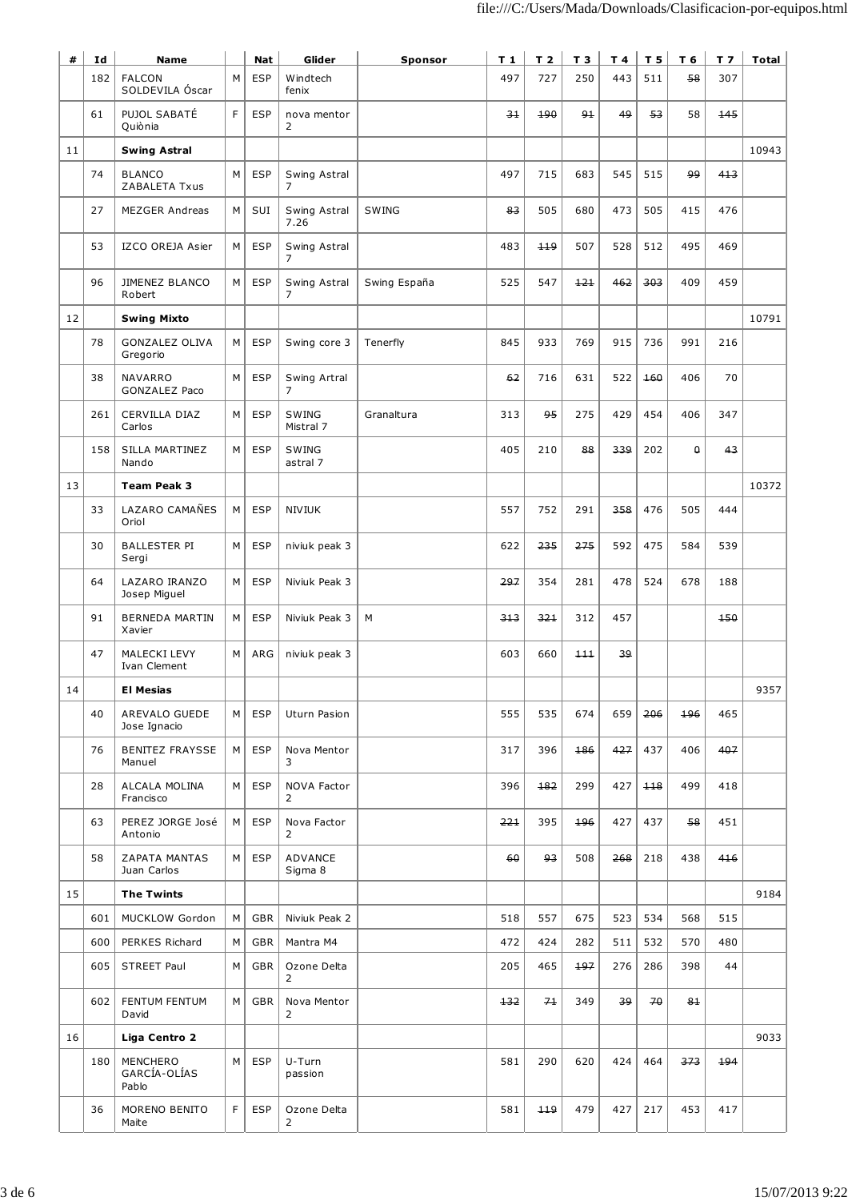| # | Id | Name | | Nat | Glider | Sponsor | T 1 | T 2 | T 3 | T 4 | T 5 | T 6 | T 7 | Total |
|---|---|---|---|---|---|---|---|---|---|---|---|---|---|---|
| | 182 | FALCON SOLDEVILA Óscar | M | ESP | Windtech fenix | | 497 | 727 | 250 | 443 | 511 | ~~58~~ | 307 | |
| | 61 | PUJOL SABATÉ Quiònia | F | ESP | nova mentor 2 | | ~~31~~ | ~~190~~ | ~~91~~ | ~~49~~ | ~~53~~ | 58 | ~~145~~ | |
| 11 | | **Swing Astral** | | | | | | | | | | | | 10943 |
| | 74 | BLANCO ZABALETA Txus | M | ESP | Swing Astral 7 | | 497 | 715 | 683 | 545 | 515 | ~~99~~ | ~~413~~ | |
| | 27 | MEZGER Andreas | M | SUI | Swing Astral 7.26 | SWING | ~~83~~ | 505 | 680 | 473 | 505 | 415 | 476 | |
| | 53 | IZCO OREJA Asier | M | ESP | Swing Astral 7 | | 483 | ~~119~~ | 507 | 528 | 512 | 495 | 469 | |
| | 96 | JIMENEZ BLANCO Robert | M | ESP | Swing Astral 7 | Swing España | 525 | 547 | ~~121~~ | ~~462~~ | ~~303~~ | 409 | 459 | |
| 12 | | **Swing Mixto** | | | | | | | | | | | | 10791 |
| | 78 | GONZALEZ OLIVA Gregorio | M | ESP | Swing core 3 | Tenerfly | 845 | 933 | 769 | 915 | 736 | 991 | 216 | |
| | 38 | NAVARRO GONZALEZ Paco | M | ESP | Swing Artral 7 | | ~~62~~ | 716 | 631 | 522 | ~~160~~ | 406 | 70 | |
| | 261 | CERVILLA DIAZ Carlos | M | ESP | SWING Mistral 7 | Granaltura | 313 | ~~95~~ | 275 | 429 | 454 | 406 | 347 | |
| | 158 | SILLA MARTINEZ Nando | M | ESP | SWING astral 7 | | 405 | 210 | ~~88~~ | ~~339~~ | 202 | ~~0~~ | ~~43~~ | |
| 13 | | **Team Peak 3** | | | | | | | | | | | | 10372 |
| | 33 | LAZARO CAMAÑES Oriol | M | ESP | NIVIUK | | 557 | 752 | 291 | ~~358~~ | 476 | 505 | 444 | |
| | 30 | BALLESTER PI Sergi | M | ESP | niviuk peak 3 | | 622 | ~~235~~ | ~~275~~ | 592 | 475 | 584 | 539 | |
| | 64 | LAZARO IRANZO Josep Miguel | M | ESP | Niviuk Peak 3 | | ~~297~~ | 354 | 281 | 478 | 524 | 678 | 188 | |
| | 91 | BERNEDA MARTIN Xavier | M | ESP | Niviuk Peak 3 | M | ~~313~~ | ~~321~~ | 312 | 457 | | | ~~150~~ | |
| | 47 | MALECKI LEVY Ivan Clement | M | ARG | niviuk peak 3 | | 603 | 660 | ~~111~~ | ~~39~~ | | | | |
| 14 | | **El Mesias** | | | | | | | | | | | | 9357 |
| | 40 | AREVALO GUEDE Jose Ignacio | M | ESP | Uturn Pasion | | 555 | 535 | 674 | 659 | ~~206~~ | ~~196~~ | 465 | |
| | 76 | BENITEZ FRAYSSE Manuel | M | ESP | Nova Mentor 3 | | 317 | 396 | ~~186~~ | ~~427~~ | 437 | 406 | ~~407~~ | |
| | 28 | ALCALA MOLINA Francisco | M | ESP | NOVA Factor 2 | | 396 | ~~182~~ | 299 | 427 | ~~118~~ | 499 | 418 | |
| | 63 | PEREZ JORGE José Antonio | M | ESP | Nova Factor 2 | | ~~221~~ | 395 | ~~196~~ | 427 | 437 | ~~58~~ | 451 | |
| | 58 | ZAPATA MANTAS Juan Carlos | M | ESP | ADVANCE Sigma 8 | | ~~60~~ | ~~93~~ | 508 | ~~268~~ | 218 | 438 | ~~416~~ | |
| 15 | | **The Twints** | | | | | | | | | | | | 9184 |
| | 601 | MUCKLOW Gordon | M | GBR | Niviuk Peak 2 | | 518 | 557 | 675 | 523 | 534 | 568 | 515 | |
| | 600 | PERKES Richard | M | GBR | Mantra M4 | | 472 | 424 | 282 | 511 | 532 | 570 | 480 | |
| | 605 | STREET Paul | M | GBR | Ozone Delta 2 | | 205 | 465 | ~~197~~ | 276 | 286 | 398 | 44 | |
| | 602 | FENTUM FENTUM David | M | GBR | Nova Mentor 2 | | ~~132~~ | ~~71~~ | 349 | ~~39~~ | ~~70~~ | ~~81~~ | | |
| 16 | | **Liga Centro 2** | | | | | | | | | | | | 9033 |
| | 180 | MENCHERO GARCÍA-OLÍAS Pablo | M | ESP | U-Turn passion | | 581 | 290 | 620 | 424 | 464 | ~~373~~ | ~~194~~ | |
| | 36 | MORENO BENITO Maite | F | ESP | Ozone Delta 2 | | 581 | ~~119~~ | 479 | 427 | 217 | 453 | 417 | |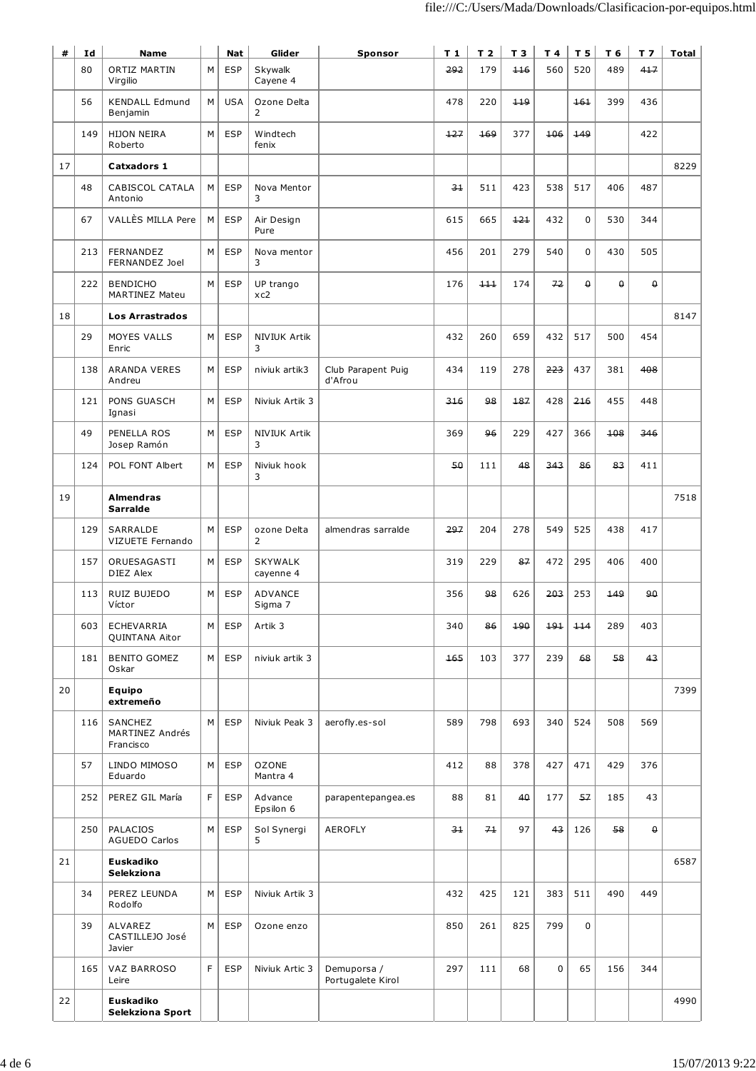| # | Id | Name | | Nat | Glider | Sponsor | T 1 | T 2 | T 3 | T 4 | T 5 | T 6 | T 7 | Total |
|---|---|---|---|---|---|---|---|---|---|---|---|---|---|---|
| | 80 | ORTIZ MARTIN Virgilio | M | ESP | Skywalk Cayene 4 | | ~~292~~ | 179 | ~~116~~ | 560 | 520 | 489 | ~~417~~ | |
| | 56 | KENDALL Edmund Benjamin | M | USA | Ozone Delta 2 | | 478 | 220 | ~~119~~ | | ~~161~~ | 399 | 436 | |
| | 149 | HIJON NEIRA Roberto | M | ESP | Windtech fenix | | ~~127~~ | ~~169~~ | 377 | ~~106~~ | ~~149~~ | | 422 | |
| 17 | | **Catxadors 1** | | | | | | | | | | | | 8229 |
| | 48 | CABISCOL CATALA Antonio | M | ESP | Nova Mentor 3 | | ~~31~~ | 511 | 423 | 538 | 517 | 406 | 487 | |
| | 67 | VALLÈS MILLA Pere | M | ESP | Air Design Pure | | 615 | 665 | ~~121~~ | 432 | 0 | 530 | 344 | |
| | 213 | FERNANDEZ FERNANDEZ Joel | M | ESP | Nova mentor 3 | | 456 | 201 | 279 | 540 | 0 | 430 | 505 | |
| | 222 | BENDICHO MARTINEZ Mateu | M | ESP | UP trango xc2 | | 176 | ~~111~~ | 174 | ~~72~~ | ~~0~~ | ~~0~~ | ~~0~~ | |
| 18 | | **Los Arrastrados** | | | | | | | | | | | | 8147 |
| | 29 | MOYES VALLS Enric | M | ESP | NIVIUK Artik 3 | | 432 | 260 | 659 | 432 | 517 | 500 | 454 | |
| | 138 | ARANDA VERES Andreu | M | ESP | niviuk artik3 | Club Parapent Puig d'Afrou | 434 | 119 | 278 | ~~223~~ | 437 | 381 | ~~408~~ | |
| | 121 | PONS GUASCH Ignasi | M | ESP | Niviuk Artik 3 | | ~~316~~ | ~~98~~ | ~~187~~ | 428 | ~~216~~ | 455 | 448 | |
| | 49 | PENELLA ROS Josep Ramón | M | ESP | NIVIUK Artik 3 | | 369 | ~~96~~ | 229 | 427 | 366 | ~~108~~ | ~~346~~ | |
| | 124 | POL FONT Albert | M | ESP | Niviuk hook 3 | | ~~50~~ | 111 | ~~48~~ | ~~343~~ | ~~86~~ | ~~83~~ | 411 | |
| 19 | | **Almendras Sarralde** | | | | | | | | | | | | 7518 |
| | 129 | SARRALDE VIZUETE Fernando | M | ESP | ozone Delta 2 | almendras sarralde | ~~297~~ | 204 | 278 | 549 | 525 | 438 | 417 | |
| | 157 | ORUESAGASTI DIEZ Alex | M | ESP | SKYWALK cayenne 4 | | 319 | 229 | ~~87~~ | 472 | 295 | 406 | 400 | |
| | 113 | RUIZ BUJEDO Víctor | M | ESP | ADVANCE Sigma 7 | | 356 | ~~98~~ | 626 | ~~203~~ | 253 | ~~149~~ | ~~90~~ | |
| | 603 | ECHEVARRIA QUINTANA Aitor | M | ESP | Artik 3 | | 340 | ~~86~~ | ~~190~~ | ~~191~~ | ~~114~~ | 289 | 403 | |
| | 181 | BENITO GOMEZ Oskar | M | ESP | niviuk artik 3 | | ~~165~~ | 103 | 377 | 239 | ~~68~~ | ~~58~~ | ~~43~~ | |
| 20 | | **Equipo extremeño** | | | | | | | | | | | | 7399 |
| | 116 | SANCHEZ MARTINEZ Andrés Francisco | M | ESP | Niviuk Peak 3 | aerofly.es-sol | 589 | 798 | 693 | 340 | 524 | 508 | 569 | |
| | 57 | LINDO MIMOSO Eduardo | M | ESP | OZONE Mantra 4 | | 412 | 88 | 378 | 427 | 471 | 429 | 376 | |
| | 252 | PEREZ GIL María | F | ESP | Advance Epsilon 6 | parapentepangea.es | 88 | 81 | ~~40~~ | 177 | ~~57~~ | 185 | 43 | |
| | 250 | PALACIOS AGUEDO Carlos | M | ESP | Sol Synergi 5 | AEROFLY | ~~31~~ | ~~71~~ | 97 | ~~43~~ | 126 | ~~58~~ | ~~0~~ | |
| 21 | | **Euskadiko Selekziona** | | | | | | | | | | | | 6587 |
| | 34 | PEREZ LEUNDA Rodolfo | M | ESP | Niviuk Artik 3 | | 432 | 425 | 121 | 383 | 511 | 490 | 449 | |
| | 39 | ALVAREZ CASTILLEJO José Javier | M | ESP | Ozone enzo | | 850 | 261 | 825 | 799 | 0 | | | |
| | 165 | VAZ BARROSO Leire | F | ESP | Niviuk Artic 3 | Demuporsa / Portugalete Kirol | 297 | 111 | 68 | 0 | 65 | 156 | 344 | |
| 22 | | **Euskadiko Selekziona Sport** | | | | | | | | | | | | 4990 |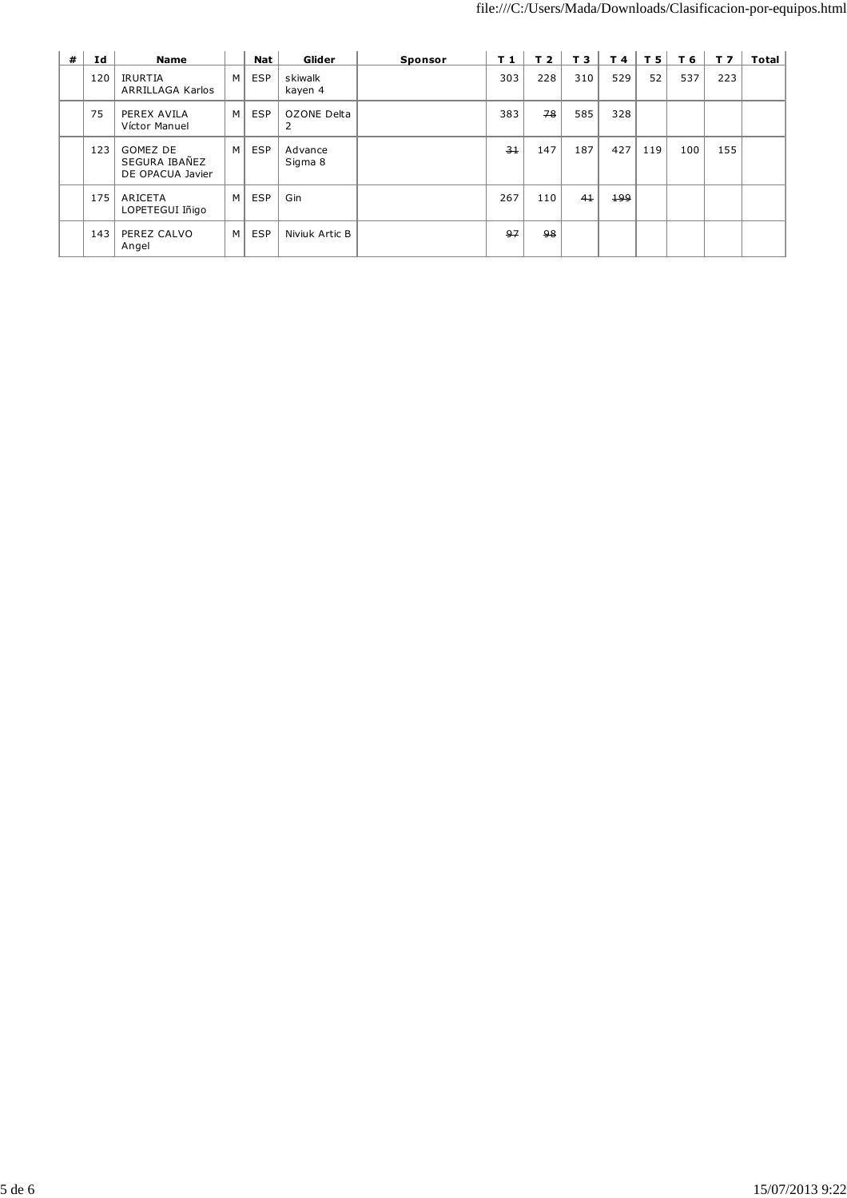| # | Id | Name | | Nat | Glider | Sponsor | T 1 | T 2 | T 3 | T 4 | T 5 | T 6 | T 7 | Total |
|---|---|---|---|---|---|---|---|---|---|---|---|---|---|---|
| | 120 | IRURTIA ARRILLAGA Karlos | M | ESP | skiwalk kayen 4 | | 303 | 228 | 310 | 529 | 52 | 537 | 223 | |
| | 75 | PEREX AVILA Víctor Manuel | M | ESP | OZONE Delta 2 | | 383 | ~~78~~ | 585 | 328 | | | | |
| | 123 | GOMEZ DE SEGURA IBAÑEZ DE OPACUA Javier | M | ESP | Advance Sigma 8 | | ~~31~~ | 147 | 187 | 427 | 119 | 100 | 155 | |
| | 175 | ARICETA LOPETEGUI Iñigo | M | ESP | Gin | | 267 | 110 | ~~41~~ | ~~199~~ | | | | |
| | 143 | PEREZ CALVO Angel | M | ESP | Niviuk Artic B | | ~~97~~ | ~~98~~ | | | | | | |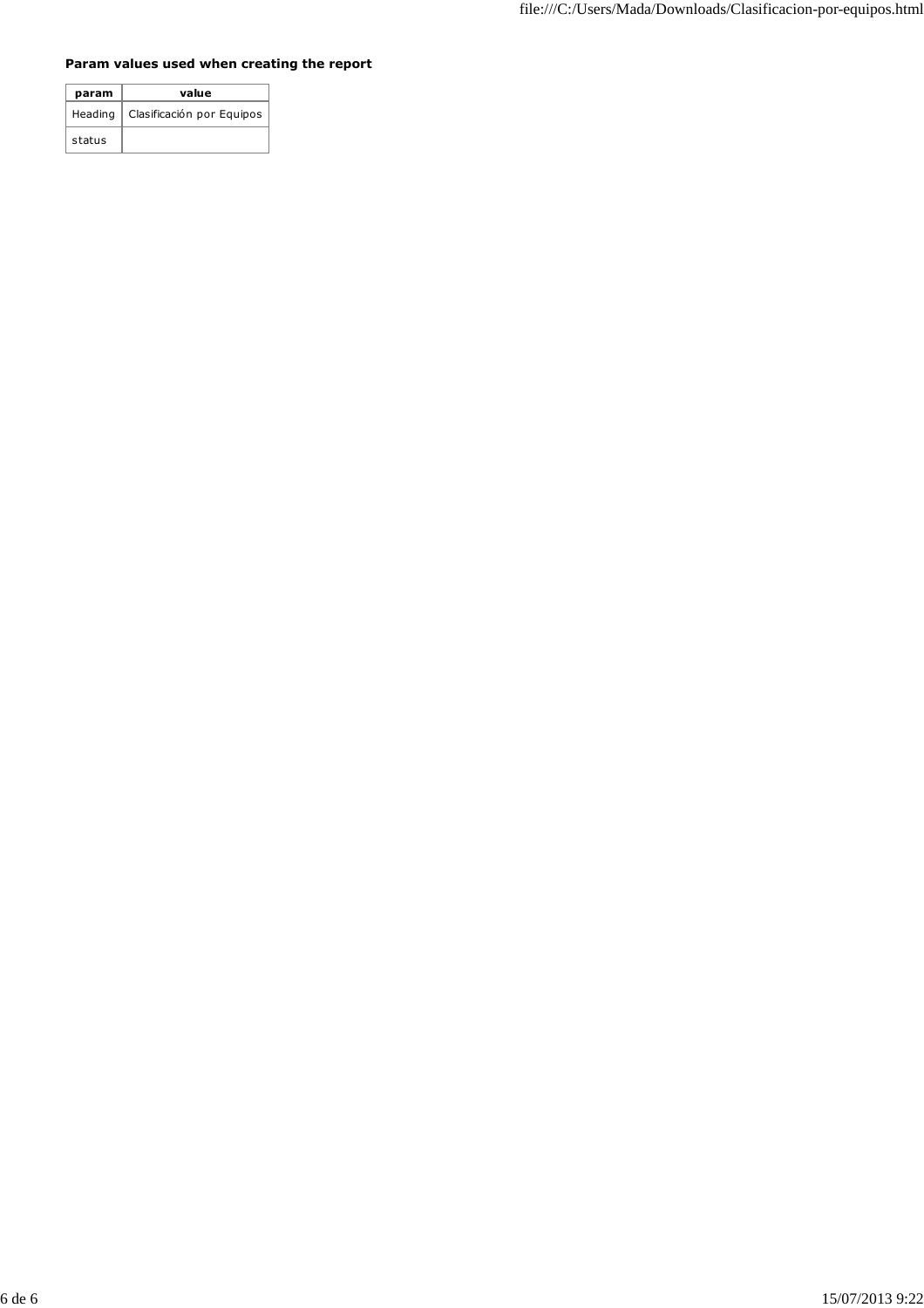**Param values used when creating the report**

| param | value |
| --- | --- |
| Heading | Clasificación por Equipos |
| status | |